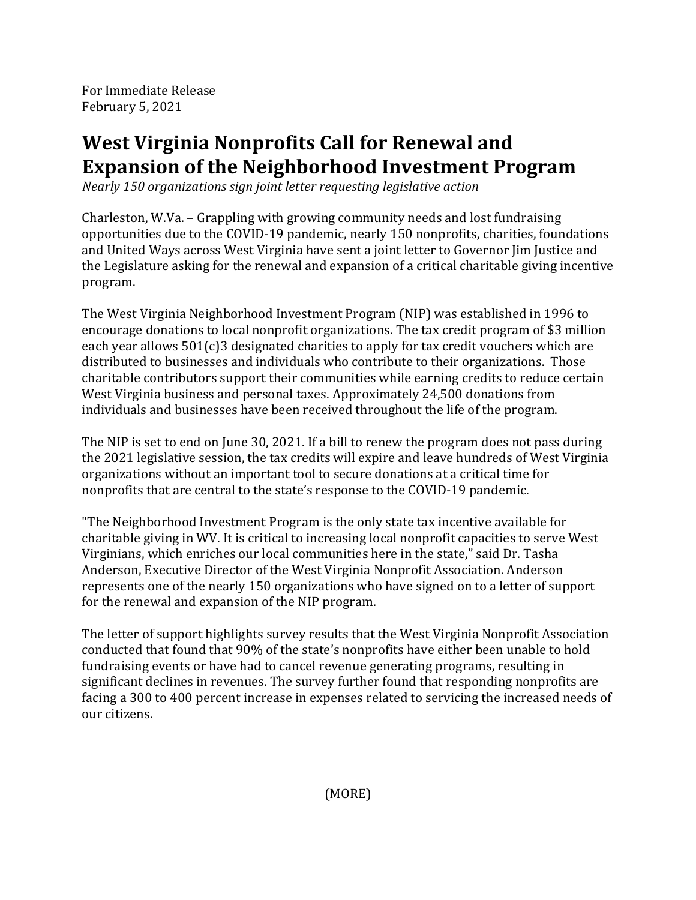For Immediate Release
February 5, 2021

# West Virginia Nonprofits Call for Renewal and Expansion of the Neighborhood Investment Program

*Nearly 150 organizations sign joint letter requesting legislative action*

Charleston, W.Va. – Grappling with growing community needs and lost fundraising opportunities due to the COVID-19 pandemic, nearly 150 nonprofits, charities, foundations and United Ways across West Virginia have sent a joint letter to Governor Jim Justice and the Legislature asking for the renewal and expansion of a critical charitable giving incentive program.

The West Virginia Neighborhood Investment Program (NIP) was established in 1996 to encourage donations to local nonprofit organizations. The tax credit program of $3 million each year allows 501(c)3 designated charities to apply for tax credit vouchers which are distributed to businesses and individuals who contribute to their organizations. Those charitable contributors support their communities while earning credits to reduce certain West Virginia business and personal taxes. Approximately 24,500 donations from individuals and businesses have been received throughout the life of the program.

The NIP is set to end on June 30, 2021. If a bill to renew the program does not pass during the 2021 legislative session, the tax credits will expire and leave hundreds of West Virginia organizations without an important tool to secure donations at a critical time for nonprofits that are central to the state's response to the COVID-19 pandemic.

"The Neighborhood Investment Program is the only state tax incentive available for charitable giving in WV. It is critical to increasing local nonprofit capacities to serve West Virginians, which enriches our local communities here in the state," said Dr. Tasha Anderson, Executive Director of the West Virginia Nonprofit Association. Anderson represents one of the nearly 150 organizations who have signed on to a letter of support for the renewal and expansion of the NIP program.

The letter of support highlights survey results that the West Virginia Nonprofit Association conducted that found that 90% of the state's nonprofits have either been unable to hold fundraising events or have had to cancel revenue generating programs, resulting in significant declines in revenues. The survey further found that responding nonprofits are facing a 300 to 400 percent increase in expenses related to servicing the increased needs of our citizens.

(MORE)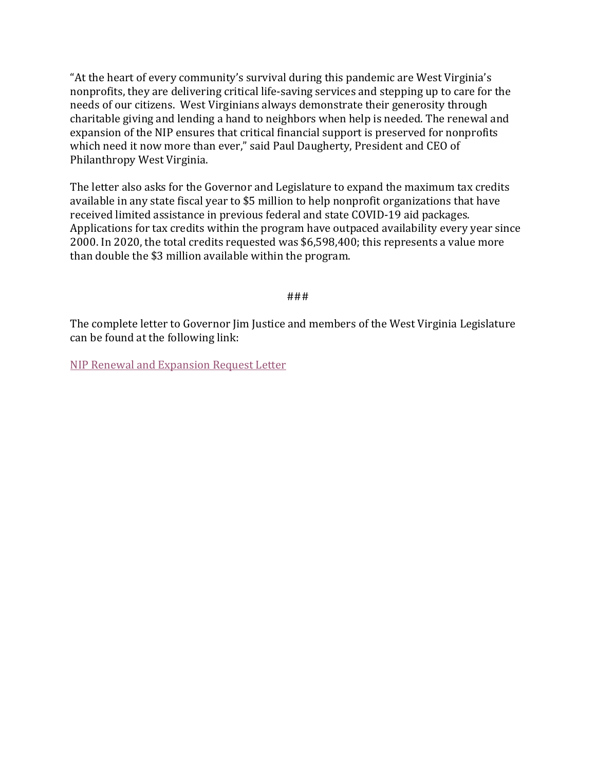"At the heart of every community's survival during this pandemic are West Virginia's nonprofits, they are delivering critical life-saving services and stepping up to care for the needs of our citizens.  West Virginians always demonstrate their generosity through charitable giving and lending a hand to neighbors when help is needed. The renewal and expansion of the NIP ensures that critical financial support is preserved for nonprofits which need it now more than ever," said Paul Daugherty, President and CEO of Philanthropy West Virginia.

The letter also asks for the Governor and Legislature to expand the maximum tax credits available in any state fiscal year to $5 million to help nonprofit organizations that have received limited assistance in previous federal and state COVID-19 aid packages. Applications for tax credits within the program have outpaced availability every year since 2000. In 2020, the total credits requested was $6,598,400; this represents a value more than double the $3 million available within the program.

###

The complete letter to Governor Jim Justice and members of the West Virginia Legislature can be found at the following link:

NIP Renewal and Expansion Request Letter